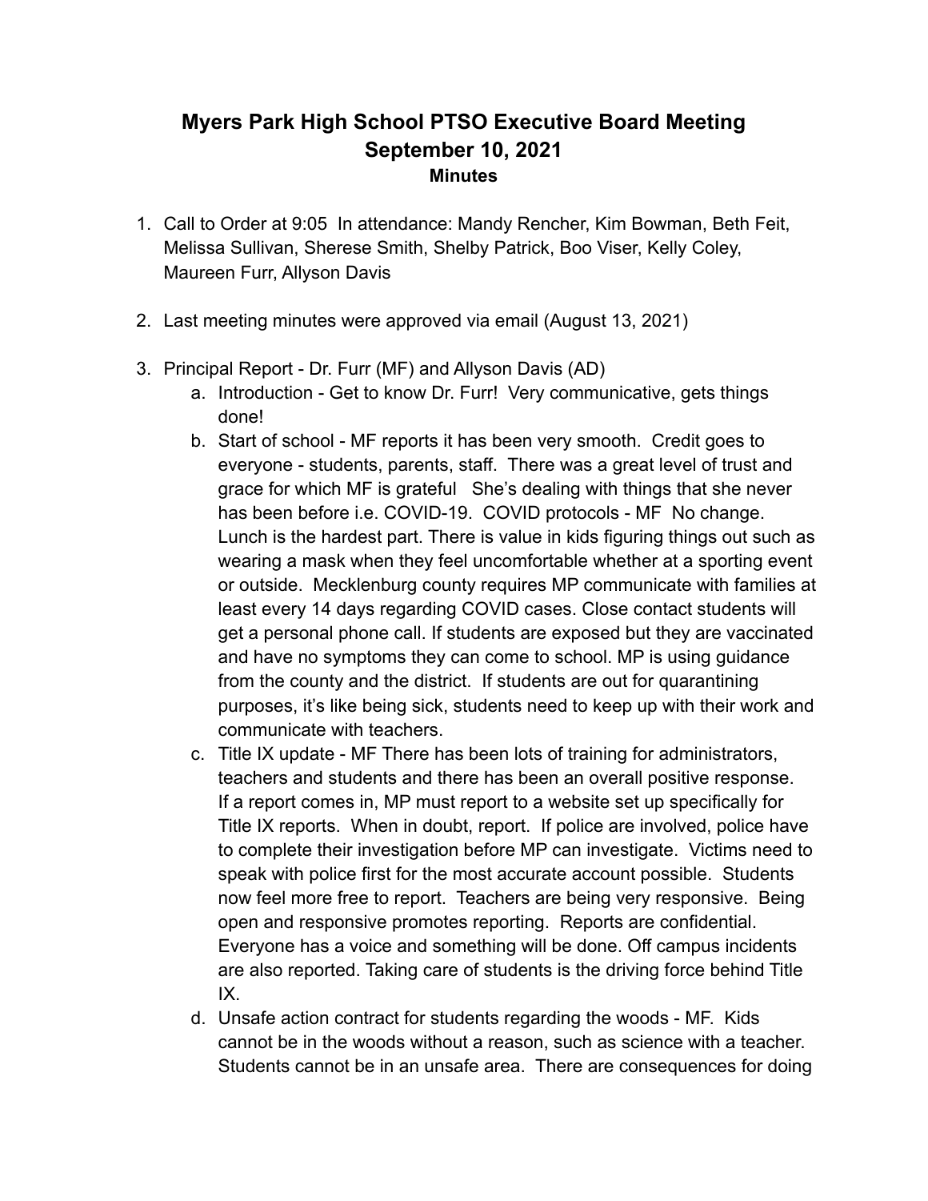# Myers Park High School PTSO Executive Board Meeting
# September 10, 2021
### Minutes

1. Call to Order at 9:05 In attendance: Mandy Rencher, Kim Bowman, Beth Feit, Melissa Sullivan, Sherese Smith, Shelby Patrick, Boo Viser, Kelly Coley, Maureen Furr, Allyson Davis

2. Last meeting minutes were approved via email (August 13, 2021)

3. Principal Report - Dr. Furr (MF) and Allyson Davis (AD)
   a. Introduction - Get to know Dr. Furr! Very communicative, gets things done!
   b. Start of school - MF reports it has been very smooth. Credit goes to everyone - students, parents, staff. There was a great level of trust and grace for which MF is grateful She's dealing with things that she never has been before i.e. COVID-19. COVID protocols - MF No change. Lunch is the hardest part. There is value in kids figuring things out such as wearing a mask when they feel uncomfortable whether at a sporting event or outside. Mecklenburg county requires MP communicate with families at least every 14 days regarding COVID cases. Close contact students will get a personal phone call. If students are exposed but they are vaccinated and have no symptoms they can come to school. MP is using guidance from the county and the district. If students are out for quarantining purposes, it's like being sick, students need to keep up with their work and communicate with teachers.
   c. Title IX update - MF There has been lots of training for administrators, teachers and students and there has been an overall positive response. If a report comes in, MP must report to a website set up specifically for Title IX reports. When in doubt, report. If police are involved, police have to complete their investigation before MP can investigate. Victims need to speak with police first for the most accurate account possible. Students now feel more free to report. Teachers are being very responsive. Being open and responsive promotes reporting. Reports are confidential. Everyone has a voice and something will be done. Off campus incidents are also reported. Taking care of students is the driving force behind Title IX.
   d. Unsafe action contract for students regarding the woods - MF. Kids cannot be in the woods without a reason, such as science with a teacher. Students cannot be in an unsafe area. There are consequences for doing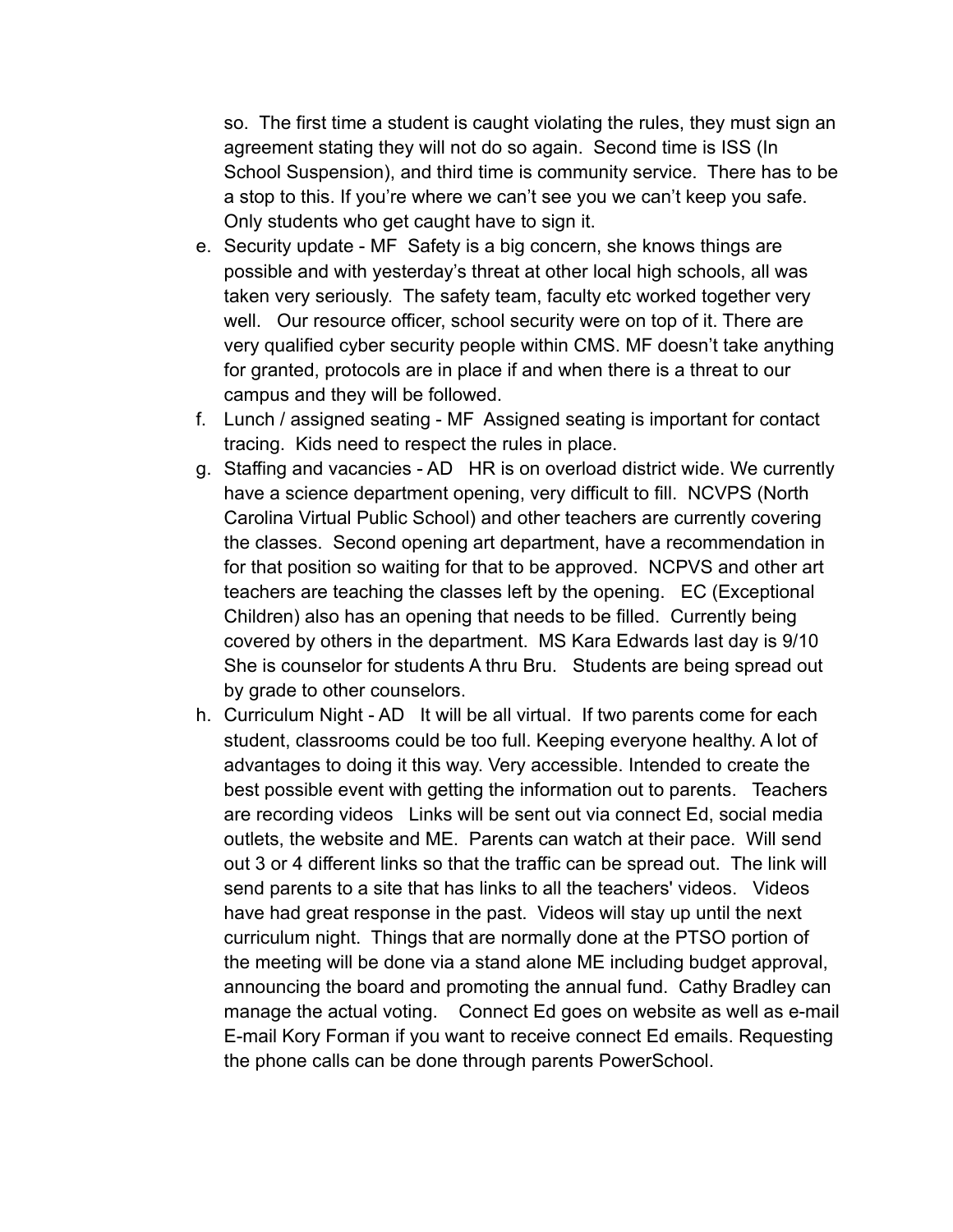so. The first time a student is caught violating the rules, they must sign an agreement stating they will not do so again. Second time is ISS (In School Suspension), and third time is community service. There has to be a stop to this. If you're where we can't see you we can't keep you safe. Only students who get caught have to sign it.

e. Security update - MF Safety is a big concern, she knows things are possible and with yesterday's threat at other local high schools, all was taken very seriously. The safety team, faculty etc worked together very well. Our resource officer, school security were on top of it. There are very qualified cyber security people within CMS. MF doesn't take anything for granted, protocols are in place if and when there is a threat to our campus and they will be followed.
f. Lunch / assigned seating - MF Assigned seating is important for contact tracing. Kids need to respect the rules in place.
g. Staffing and vacancies - AD HR is on overload district wide. We currently have a science department opening, very difficult to fill. NCVPS (North Carolina Virtual Public School) and other teachers are currently covering the classes. Second opening art department, have a recommendation in for that position so waiting for that to be approved. NCPVS and other art teachers are teaching the classes left by the opening. EC (Exceptional Children) also has an opening that needs to be filled. Currently being covered by others in the department. MS Kara Edwards last day is 9/10 She is counselor for students A thru Bru. Students are being spread out by grade to other counselors.
h. Curriculum Night - AD It will be all virtual. If two parents come for each student, classrooms could be too full. Keeping everyone healthy. A lot of advantages to doing it this way. Very accessible. Intended to create the best possible event with getting the information out to parents. Teachers are recording videos Links will be sent out via connect Ed, social media outlets, the website and ME. Parents can watch at their pace. Will send out 3 or 4 different links so that the traffic can be spread out. The link will send parents to a site that has links to all the teachers' videos. Videos have had great response in the past. Videos will stay up until the next curriculum night. Things that are normally done at the PTSO portion of the meeting will be done via a stand alone ME including budget approval, announcing the board and promoting the annual fund. Cathy Bradley can manage the actual voting. Connect Ed goes on website as well as e-mail E-mail Kory Forman if you want to receive connect Ed emails. Requesting the phone calls can be done through parents PowerSchool.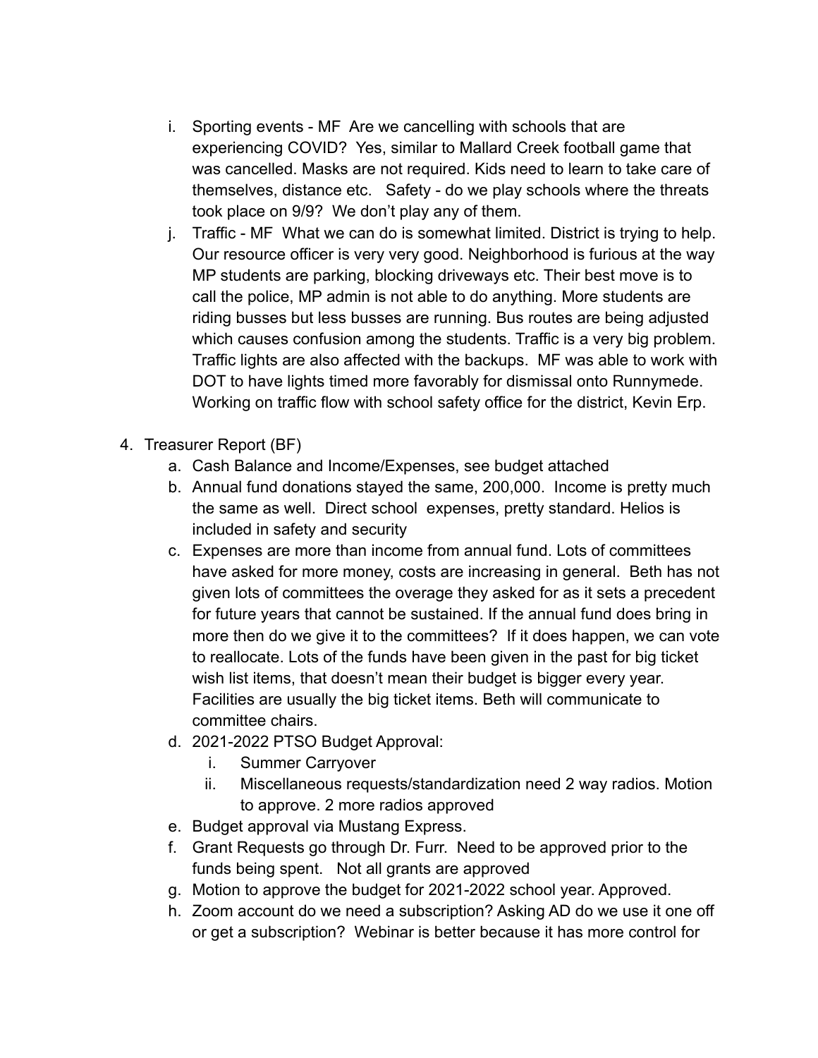i. Sporting events - MF Are we cancelling with schools that are experiencing COVID? Yes, similar to Mallard Creek football game that was cancelled. Masks are not required. Kids need to learn to take care of themselves, distance etc. Safety - do we play schools where the threats took place on 9/9? We don't play any of them.
   j. Traffic - MF What we can do is somewhat limited. District is trying to help. Our resource officer is very very good. Neighborhood is furious at the way MP students are parking, blocking driveways etc. Their best move is to call the police, MP admin is not able to do anything. More students are riding busses but less busses are running. Bus routes are being adjusted which causes confusion among the students. Traffic is a very big problem. Traffic lights are also affected with the backups. MF was able to work with DOT to have lights timed more favorably for dismissal onto Runnymede. Working on traffic flow with school safety office for the district, Kevin Erp.

4. Treasurer Report (BF)
   a. Cash Balance and Income/Expenses, see budget attached
   b. Annual fund donations stayed the same, 200,000. Income is pretty much the same as well. Direct school expenses, pretty standard. Helios is included in safety and security
   c. Expenses are more than income from annual fund. Lots of committees have asked for more money, costs are increasing in general. Beth has not given lots of committees the overage they asked for as it sets a precedent for future years that cannot be sustained. If the annual fund does bring in more then do we give it to the committees? If it does happen, we can vote to reallocate. Lots of the funds have been given in the past for big ticket wish list items, that doesn't mean their budget is bigger every year. Facilities are usually the big ticket items. Beth will communicate to committee chairs.
   d. 2021-2022 PTSO Budget Approval:
      i. Summer Carryover
      ii. Miscellaneous requests/standardization need 2 way radios. Motion to approve. 2 more radios approved
   e. Budget approval via Mustang Express.
   f. Grant Requests go through Dr. Furr. Need to be approved prior to the funds being spent. Not all grants are approved
   g. Motion to approve the budget for 2021-2022 school year. Approved.
   h. Zoom account do we need a subscription? Asking AD do we use it one off or get a subscription? Webinar is better because it has more control for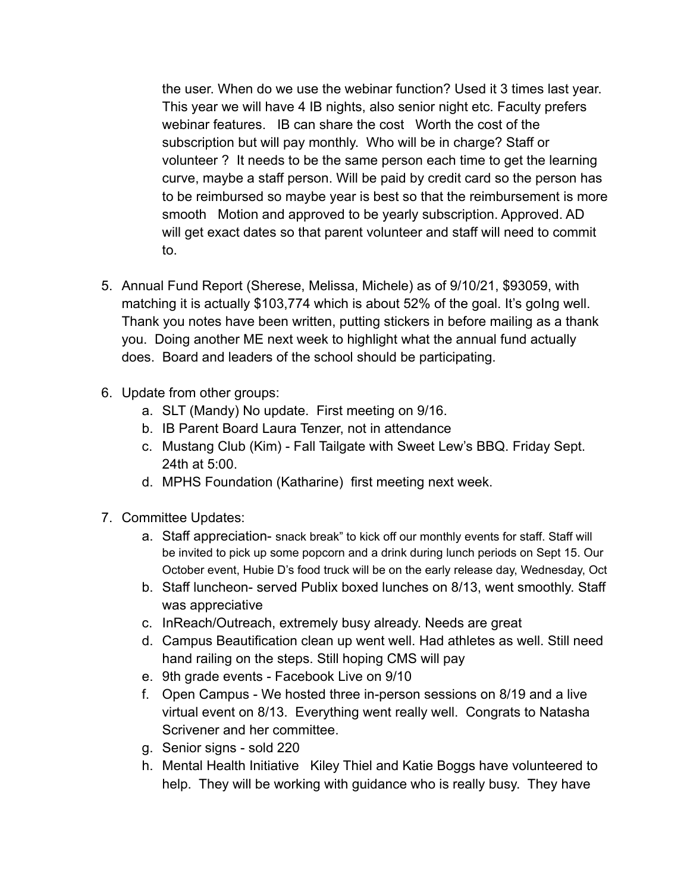the user. When do we use the webinar function? Used it 3 times last year. This year we will have 4 IB nights, also senior night etc. Faculty prefers webinar features.   IB can share the cost   Worth the cost of the subscription but will pay monthly.  Who will be in charge? Staff or volunteer ?  It needs to be the same person each time to get the learning curve, maybe a staff person. Will be paid by credit card so the person has to be reimbursed so maybe year is best so that the reimbursement is more smooth   Motion and approved to be yearly subscription. Approved. AD will get exact dates so that parent volunteer and staff will need to commit to.

5. Annual Fund Report (Sherese, Melissa, Michele) as of 9/10/21, $93059, with matching it is actually $103,774 which is about 52% of the goal. It's goIng well. Thank you notes have been written, putting stickers in before mailing as a thank you.  Doing another ME next week to highlight what the annual fund actually does.  Board and leaders of the school should be participating.

6. Update from other groups:
   a. SLT (Mandy) No update.  First meeting on 9/16.
   b. IB Parent Board Laura Tenzer, not in attendance
   c. Mustang Club (Kim) - Fall Tailgate with Sweet Lew's BBQ. Friday Sept. 24th at 5:00.
   d. MPHS Foundation (Katharine)  first meeting next week.

7. Committee Updates:
   a. Staff appreciation- snack break" to kick off our monthly events for staff. Staff will be invited to pick up some popcorn and a drink during lunch periods on Sept 15. Our October event, Hubie D's food truck will be on the early release day, Wednesday, Oct
   b. Staff luncheon- served Publix boxed lunches on 8/13, went smoothly. Staff was appreciative
   c. InReach/Outreach, extremely busy already. Needs are great
   d. Campus Beautification clean up went well. Had athletes as well. Still need hand railing on the steps. Still hoping CMS will pay
   e. 9th grade events - Facebook Live on 9/10
   f. Open Campus - We hosted three in-person sessions on 8/19 and a live virtual event on 8/13.  Everything went really well.  Congrats to Natasha Scrivener and her committee.
   g. Senior signs - sold 220
   h. Mental Health Initiative   Kiley Thiel and Katie Boggs have volunteered to help.  They will be working with guidance who is really busy.  They have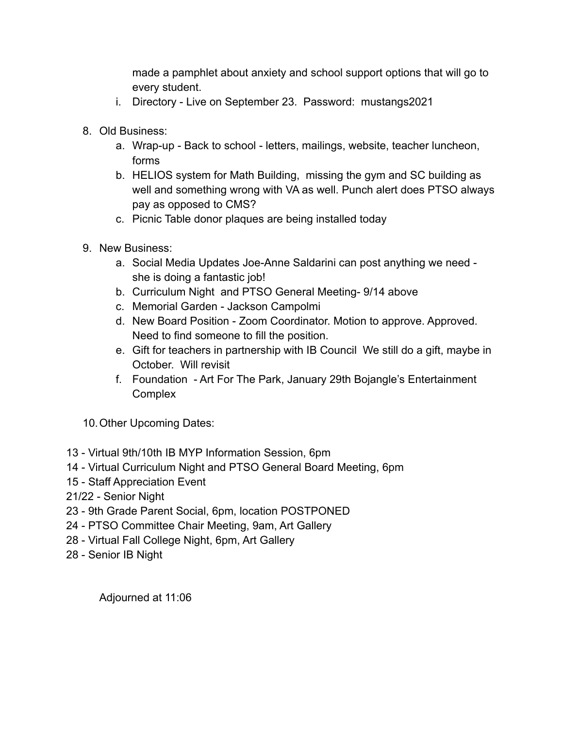made a pamphlet about anxiety and school support options that will go to every student.

   i. Directory - Live on September 23. Password: mustangs2021

8. Old Business:
   a. Wrap-up - Back to school - letters, mailings, website, teacher luncheon, forms
   b. HELIOS system for Math Building, missing the gym and SC building as well and something wrong with VA as well. Punch alert does PTSO always pay as opposed to CMS?
   c. Picnic Table donor plaques are being installed today

9. New Business:
   a. Social Media Updates Joe-Anne Saldarini can post anything we need - she is doing a fantastic job!
   b. Curriculum Night and PTSO General Meeting- 9/14 above
   c. Memorial Garden - Jackson Campolmi
   d. New Board Position - Zoom Coordinator. Motion to approve. Approved. Need to find someone to fill the position.
   e. Gift for teachers in partnership with IB Council We still do a gift, maybe in October. Will revisit
   f. Foundation - Art For The Park, January 29th Bojangle's Entertainment Complex

10. Other Upcoming Dates:

13 - Virtual 9th/10th IB MYP Information Session, 6pm
14 - Virtual Curriculum Night and PTSO General Board Meeting, 6pm
15 - Staff Appreciation Event
21/22 - Senior Night
23 - 9th Grade Parent Social, 6pm, location POSTPONED
24 - PTSO Committee Chair Meeting, 9am, Art Gallery
28 - Virtual Fall College Night, 6pm, Art Gallery
28 - Senior IB Night

Adjourned at 11:06